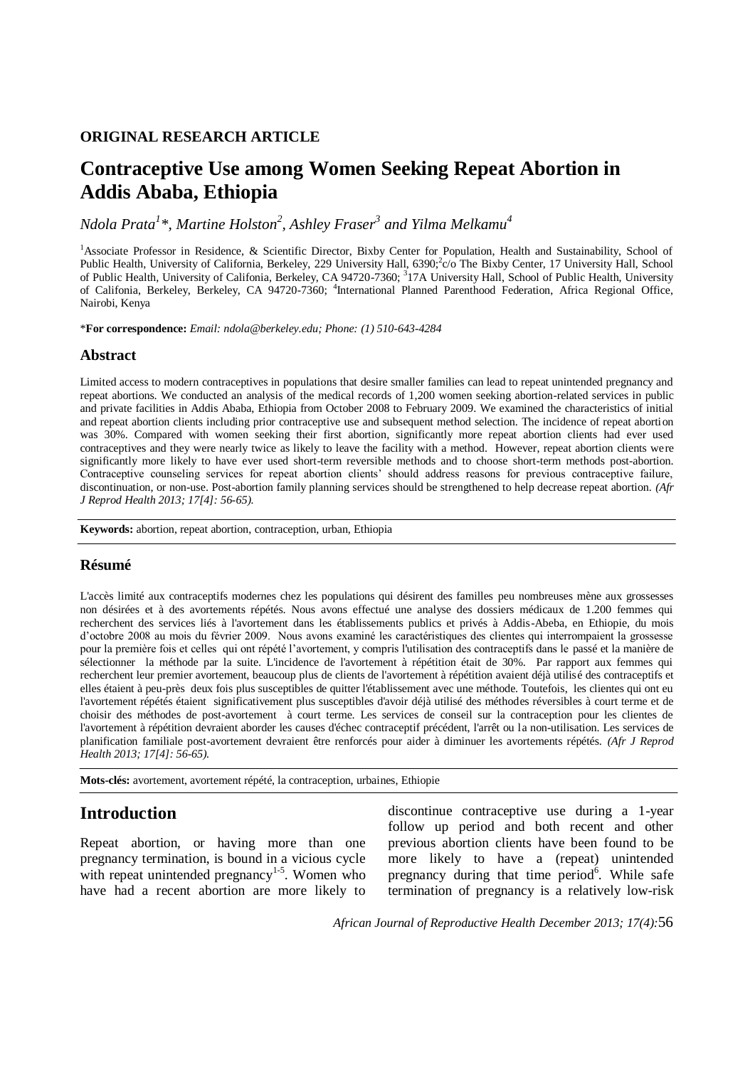**ORIGINAL RESEARCH ARTICLE**

# Contraceptive Use among Women Seeking Repeat Abortion in Addis Ababa, Ethiopia

*Ndola Prata[1]\*, Martine Holston[2], Ashley Fraser[3] and Yilma Melkamu[4]*

[1]Associate Professor in Residence, & Scientific Director, Bixby Center for Population, Health and Sustainability, School of Public Health, University of California, Berkeley, 229 University Hall, 6390;[2]c/o The Bixby Center, 17 University Hall, School of Public Health, University of Califonia, Berkeley, CA 94720-7360; [3]17A University Hall, School of Public Health, University of Califonia, Berkeley, Berkeley, CA 94720-7360; [4]International Planned Parenthood Federation, Africa Regional Office, Nairobi, Kenya

\***For correspondence:** *Email: ndola@berkeley.edu; Phone: (1) 510-643-4284*

## Abstract

Limited access to modern contraceptives in populations that desire smaller families can lead to repeat unintended pregnancy and repeat abortions. We conducted an analysis of the medical records of 1,200 women seeking abortion-related services in public and private facilities in Addis Ababa, Ethiopia from October 2008 to February 2009. We examined the characteristics of initial and repeat abortion clients including prior contraceptive use and subsequent method selection. The incidence of repeat abortion was 30%. Compared with women seeking their first abortion, significantly more repeat abortion clients had ever used contraceptives and they were nearly twice as likely to leave the facility with a method. However, repeat abortion clients were significantly more likely to have ever used short-term reversible methods and to choose short-term methods post-abortion. Contraceptive counseling services for repeat abortion clients' should address reasons for previous contraceptive failure, discontinuation, or non-use. Post-abortion family planning services should be strengthened to help decrease repeat abortion. *(Afr J Reprod Health 2013; 17[4]: 56-65).*

**Keywords:** abortion, repeat abortion, contraception, urban, Ethiopia

## Résumé

L'accès limité aux contraceptifs modernes chez les populations qui désirent des familles peu nombreuses mène aux grossesses non désirées et à des avortements répétés. Nous avons effectué une analyse des dossiers médicaux de 1.200 femmes qui recherchent des services liés à l'avortement dans les établissements publics et privés à Addis-Abeba, en Ethiopie, du mois d'octobre 2008 au mois du février 2009. Nous avons examiné les caractéristiques des clientes qui interrompaient la grossesse pour la première fois et celles qui ont répété l'avortement, y compris l'utilisation des contraceptifs dans le passé et la manière de sélectionner la méthode par la suite. L'incidence de l'avortement à répétition était de 30%. Par rapport aux femmes qui recherchent leur premier avortement, beaucoup plus de clients de l'avortement à répétition avaient déjà utilisé des contraceptifs et elles étaient à peu-près deux fois plus susceptibles de quitter l'établissement avec une méthode. Toutefois, les clientes qui ont eu l'avortement répétés étaient significativement plus susceptibles d'avoir déjà utilisé des méthodes réversibles à court terme et de choisir des méthodes de post-avortement à court terme. Les services de conseil sur la contraception pour les clientes de l'avortement à répétition devraient aborder les causes d'échec contraceptif précédent, l'arrêt ou la non-utilisation. Les services de planification familiale post-avortement devraient être renforcés pour aider à diminuer les avortements répétés. *(Afr J Reprod Health 2013; 17[4]: 56-65).*

**Mots-clés:** avortement, avortement répété, la contraception, urbaines, Ethiopie

## Introduction

Repeat abortion, or having more than one pregnancy termination, is bound in a vicious cycle with repeat unintended pregnancy[1-5]. Women who have had a recent abortion are more likely to discontinue contraceptive use during a 1-year follow up period and both recent and other previous abortion clients have been found to be more likely to have a (repeat) unintended pregnancy during that time period[6]. While safe termination of pregnancy is a relatively low-risk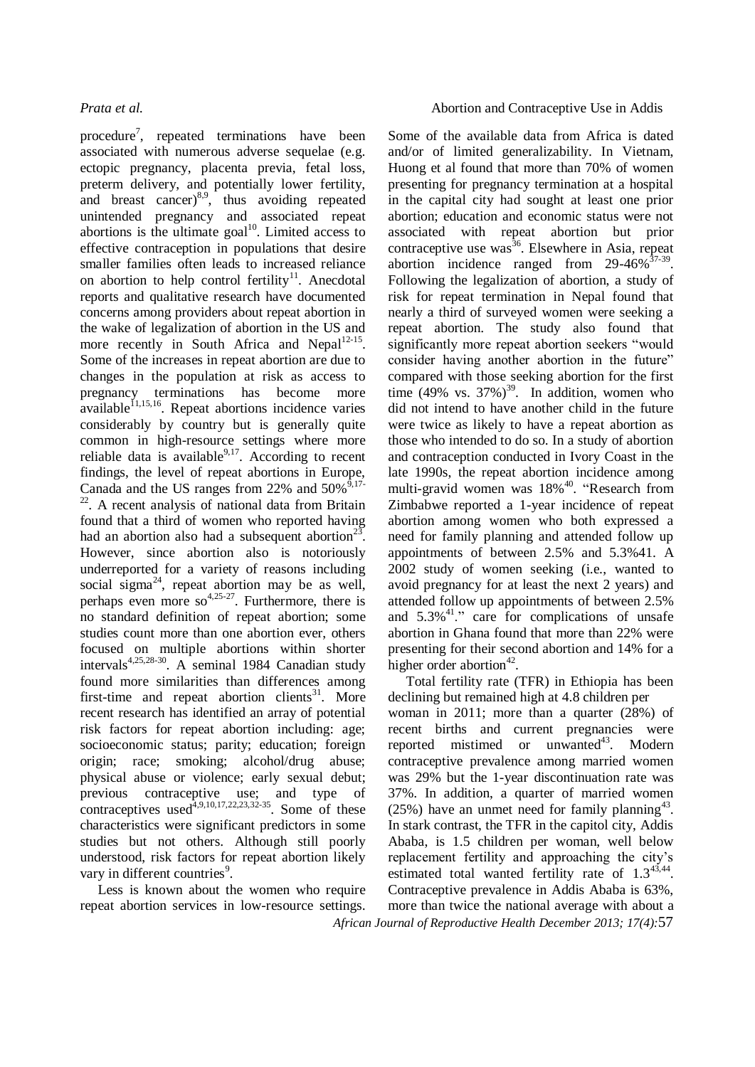procedure[7], repeated terminations have been associated with numerous adverse sequelae (e.g. ectopic pregnancy, placenta previa, fetal loss, preterm delivery, and potentially lower fertility, and breast cancer)[8,9], thus avoiding repeated unintended pregnancy and associated repeat abortions is the ultimate goal[10]. Limited access to effective contraception in populations that desire smaller families often leads to increased reliance on abortion to help control fertility[11]. Anecdotal reports and qualitative research have documented concerns among providers about repeat abortion in the wake of legalization of abortion in the US and more recently in South Africa and Nepal[12-15]. Some of the increases in repeat abortion are due to changes in the population at risk as access to pregnancy terminations has become more available[11,15,16]. Repeat abortions incidence varies considerably by country but is generally quite common in high-resource settings where more reliable data is available[9,17]. According to recent findings, the level of repeat abortions in Europe, Canada and the US ranges from 22% and 50%[9,17-22]. A recent analysis of national data from Britain found that a third of women who reported having had an abortion also had a subsequent abortion[23]. However, since abortion also is notoriously underreported for a variety of reasons including social sigma[24], repeat abortion may be as well, perhaps even more so[4,25-27]. Furthermore, there is no standard definition of repeat abortion; some studies count more than one abortion ever, others focused on multiple abortions within shorter intervals[4,25,28-30]. A seminal 1984 Canadian study found more similarities than differences among first-time and repeat abortion clients[31]. More recent research has identified an array of potential risk factors for repeat abortion including: age; socioeconomic status; parity; education; foreign origin; race; smoking; alcohol/drug abuse; physical abuse or violence; early sexual debut; previous contraceptive use; and type of contraceptives used[4,9,10,17,22,23,32-35]. Some of these characteristics were significant predictors in some studies but not others. Although still poorly understood, risk factors for repeat abortion likely vary in different countries[9].

Less is known about the women who require repeat abortion services in low-resource settings. Some of the available data from Africa is dated and/or of limited generalizability. In Vietnam, Huong et al found that more than 70% of women presenting for pregnancy termination at a hospital in the capital city had sought at least one prior abortion; education and economic status were not associated with repeat abortion but prior contraceptive use was[36]. Elsewhere in Asia, repeat abortion incidence ranged from 29-46%[37-39]. Following the legalization of abortion, a study of risk for repeat termination in Nepal found that nearly a third of surveyed women were seeking a repeat abortion. The study also found that significantly more repeat abortion seekers "would consider having another abortion in the future" compared with those seeking abortion for the first time (49% vs. 37%)[39]. In addition, women who did not intend to have another child in the future were twice as likely to have a repeat abortion as those who intended to do so. In a study of abortion and contraception conducted in Ivory Coast in the late 1990s, the repeat abortion incidence among multi-gravid women was 18%[40]. "Research from Zimbabwe reported a 1-year incidence of repeat abortion among women who both expressed a need for family planning and attended follow up appointments of between 2.5% and 5.3%41. A 2002 study of women seeking (i.e., wanted to avoid pregnancy for at least the next 2 years) and attended follow up appointments of between 2.5% and 5.3%[41]." care for complications of unsafe abortion in Ghana found that more than 22% were presenting for their second abortion and 14% for a higher order abortion[42].

Total fertility rate (TFR) in Ethiopia has been declining but remained high at 4.8 children per woman in 2011; more than a quarter (28%) of recent births and current pregnancies were reported mistimed or unwanted[43]. Modern contraceptive prevalence among married women was 29% but the 1-year discontinuation rate was 37%. In addition, a quarter of married women (25%) have an unmet need for family planning[43]. In stark contrast, the TFR in the capitol city, Addis Ababa, is 1.5 children per woman, well below replacement fertility and approaching the city's estimated total wanted fertility rate of 1.3[43,44]. Contraceptive prevalence in Addis Ababa is 63%, more than twice the national average with about a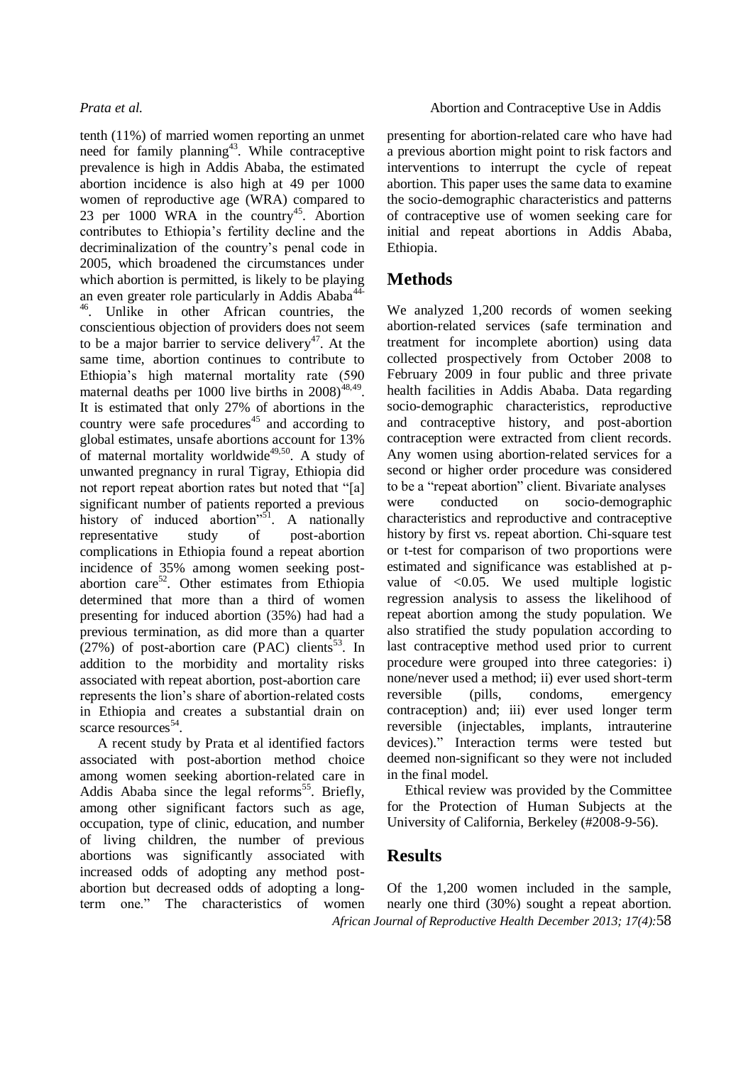tenth (11%) of married women reporting an unmet need for family planning[43]. While contraceptive prevalence is high in Addis Ababa, the estimated abortion incidence is also high at 49 per 1000 women of reproductive age (WRA) compared to 23 per 1000 WRA in the country[45]. Abortion contributes to Ethiopia's fertility decline and the decriminalization of the country's penal code in 2005, which broadened the circumstances under which abortion is permitted, is likely to be playing an even greater role particularly in Addis Ababa[44-46]. Unlike in other African countries, the conscientious objection of providers does not seem to be a major barrier to service delivery[47]. At the same time, abortion continues to contribute to Ethiopia's high maternal mortality rate (590 maternal deaths per 1000 live births in 2008)[48,49]. It is estimated that only 27% of abortions in the country were safe procedures[45] and according to global estimates, unsafe abortions account for 13% of maternal mortality worldwide[49,50]. A study of unwanted pregnancy in rural Tigray, Ethiopia did not report repeat abortion rates but noted that "[a] significant number of patients reported a previous history of induced abortion"[51]. A nationally representative study of post-abortion complications in Ethiopia found a repeat abortion incidence of 35% among women seeking post-abortion care[52]. Other estimates from Ethiopia determined that more than a third of women presenting for induced abortion (35%) had had a previous termination, as did more than a quarter (27%) of post-abortion care (PAC) clients[53]. In addition to the morbidity and mortality risks associated with repeat abortion, post-abortion care represents the lion's share of abortion-related costs in Ethiopia and creates a substantial drain on scarce resources[54].

A recent study by Prata et al identified factors associated with post-abortion method choice among women seeking abortion-related care in Addis Ababa since the legal reforms[55]. Briefly, among other significant factors such as age, occupation, type of clinic, education, and number of living children, the number of previous abortions was significantly associated with increased odds of adopting any method post-abortion but decreased odds of adopting a long-term one." The characteristics of women presenting for abortion-related care who have had a previous abortion might point to risk factors and interventions to interrupt the cycle of repeat abortion. This paper uses the same data to examine the socio-demographic characteristics and patterns of contraceptive use of women seeking care for initial and repeat abortions in Addis Ababa, Ethiopia.

## Methods

We analyzed 1,200 records of women seeking abortion-related services (safe termination and treatment for incomplete abortion) using data collected prospectively from October 2008 to February 2009 in four public and three private health facilities in Addis Ababa. Data regarding socio-demographic characteristics, reproductive and contraceptive history, and post-abortion contraception were extracted from client records. Any women using abortion-related services for a second or higher order procedure was considered to be a "repeat abortion" client. Bivariate analyses were conducted on socio-demographic characteristics and reproductive and contraceptive history by first vs. repeat abortion. Chi-square test or t-test for comparison of two proportions were estimated and significance was established at p-value of $<0.05$. We used multiple logistic regression analysis to assess the likelihood of repeat abortion among the study population. We also stratified the study population according to last contraceptive method used prior to current procedure were grouped into three categories: i) none/never used a method; ii) ever used short-term reversible (pills, condoms, emergency contraception) and; iii) ever used longer term reversible (injectables, implants, intrauterine devices)." Interaction terms were tested but deemed non-significant so they were not included in the final model.

Ethical review was provided by the Committee for the Protection of Human Subjects at the University of California, Berkeley (#2008-9-56).

## Results

Of the 1,200 women included in the sample, nearly one third (30%) sought a repeat abortion.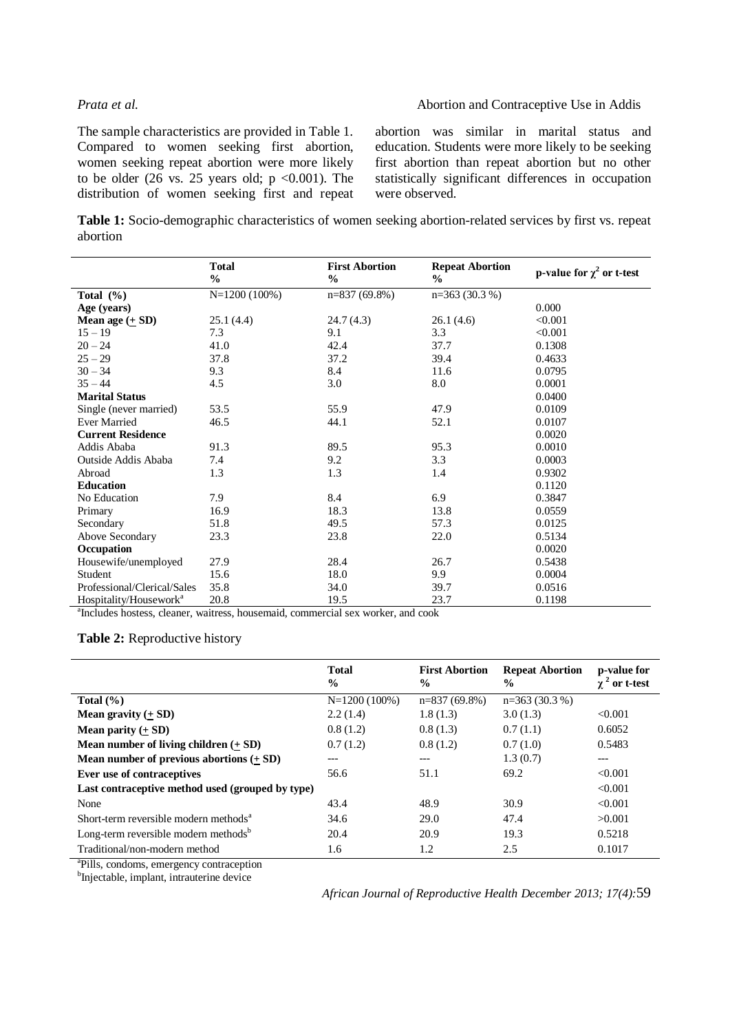The sample characteristics are provided in Table 1. Compared to women seeking first abortion, women seeking repeat abortion were more likely to be older (26 vs. 25 years old; p <0.001). The distribution of women seeking first and repeat abortion was similar in marital status and education. Students were more likely to be seeking first abortion than repeat abortion but no other statistically significant differences in occupation were observed.

**Table 1:** Socio-demographic characteristics of women seeking abortion-related services by first vs. repeat abortion

| | Total % | First Abortion % | Repeat Abortion % | p-value for $\chi^2$ or t-test |
|---|---|---|---|---|
| **Total (%)** | N=1200 (100%) | n=837 (69.8%) | n=363 (30.3 %) | |
| **Age (years)** | | | | 0.000 |
| **Mean age (± SD)** | 25.1 (4.4) | 24.7 (4.3) | 26.1 (4.6) | <0.001 |
| 15 – 19 | 7.3 | 9.1 | 3.3 | <0.001 |
| 20 – 24 | 41.0 | 42.4 | 37.7 | 0.1308 |
| 25 – 29 | 37.8 | 37.2 | 39.4 | 0.4633 |
| 30 – 34 | 9.3 | 8.4 | 11.6 | 0.0795 |
| 35 – 44 | 4.5 | 3.0 | 8.0 | 0.0001 |
| **Marital Status** | | | | 0.0400 |
| Single (never married) | 53.5 | 55.9 | 47.9 | 0.0109 |
| Ever Married | 46.5 | 44.1 | 52.1 | 0.0107 |
| **Current Residence** | | | | 0.0020 |
| Addis Ababa | 91.3 | 89.5 | 95.3 | 0.0010 |
| Outside Addis Ababa | 7.4 | 9.2 | 3.3 | 0.0003 |
| Abroad | 1.3 | 1.3 | 1.4 | 0.9302 |
| **Education** | | | | 0.1120 |
| No Education | 7.9 | 8.4 | 6.9 | 0.3847 |
| Primary | 16.9 | 18.3 | 13.8 | 0.0559 |
| Secondary | 51.8 | 49.5 | 57.3 | 0.0125 |
| Above Secondary | 23.3 | 23.8 | 22.0 | 0.5134 |
| **Occupation** | | | | 0.0020 |
| Housewife/unemployed | 27.9 | 28.4 | 26.7 | 0.5438 |
| Student | 15.6 | 18.0 | 9.9 | 0.0004 |
| Professional/Clerical/Sales | 35.8 | 34.0 | 39.7 | 0.0516 |
| Hospitality/Housework[a] | 20.8 | 19.5 | 23.7 | 0.1198 |

[a]Includes hostess, cleaner, waitress, housemaid, commercial sex worker, and cook

**Table 2:** Reproductive history

| | Total % | First Abortion % | Repeat Abortion % | p-value for $\chi^2$ or t-test |
|---|---|---|---|---|
| **Total (%)** | N=1200 (100%) | n=837 (69.8%) | n=363 (30.3 %) | |
| **Mean gravity (± SD)** | 2.2 (1.4) | 1.8 (1.3) | 3.0 (1.3) | <0.001 |
| **Mean parity (± SD)** | 0.8 (1.2) | 0.8 (1.3) | 0.7 (1.1) | 0.6052 |
| **Mean number of living children (± SD)** | 0.7 (1.2) | 0.8 (1.2) | 0.7 (1.0) | 0.5483 |
| **Mean number of previous abortions (± SD)** | --- | --- | 1.3 (0.7) | --- |
| **Ever use of contraceptives** | 56.6 | 51.1 | 69.2 | <0.001 |
| **Last contraceptive method used (grouped by type)** | | | | <0.001 |
| None | 43.4 | 48.9 | 30.9 | <0.001 |
| Short-term reversible modern methods[a] | 34.6 | 29.0 | 47.4 | >0.001 |
| Long-term reversible modern methods[b] | 20.4 | 20.9 | 19.3 | 0.5218 |
| Traditional/non-modern method | 1.6 | 1.2 | 2.5 | 0.1017 |

[a]Pills, condoms, emergency contraception
[b]Injectable, implant, intrauterine device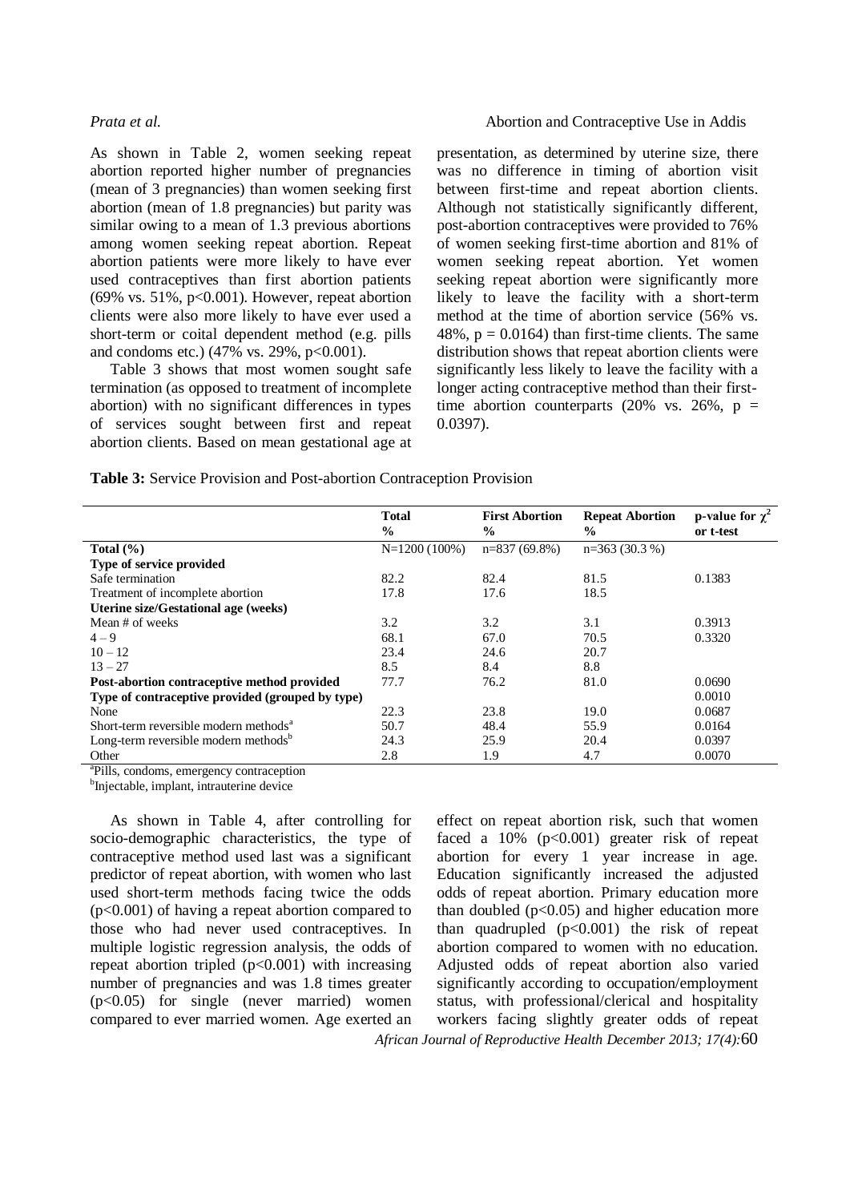As shown in Table 2, women seeking repeat abortion reported higher number of pregnancies (mean of 3 pregnancies) than women seeking first abortion (mean of 1.8 pregnancies) but parity was similar owing to a mean of 1.3 previous abortions among women seeking repeat abortion. Repeat abortion patients were more likely to have ever used contraceptives than first abortion patients (69% vs. 51%, p<0.001). However, repeat abortion clients were also more likely to have ever used a short-term or coital dependent method (e.g. pills and condoms etc.) (47% vs. 29%, p<0.001).

Table 3 shows that most women sought safe termination (as opposed to treatment of incomplete abortion) with no significant differences in types of services sought between first and repeat abortion clients. Based on mean gestational age at presentation, as determined by uterine size, there was no difference in timing of abortion visit between first-time and repeat abortion clients. Although not statistically significantly different, post-abortion contraceptives were provided to 76% of women seeking first-time abortion and 81% of women seeking repeat abortion. Yet women seeking repeat abortion were significantly more likely to leave the facility with a short-term method at the time of abortion service (56% vs. 48%, p = 0.0164) than first-time clients. The same distribution shows that repeat abortion clients were significantly less likely to leave the facility with a longer acting contraceptive method than their first-time abortion counterparts (20% vs. 26%, p = 0.0397).

**Table 3:** Service Provision and Post-abortion Contraception Provision

| | Total % | First Abortion % | Repeat Abortion % | p-value for $\chi^2$ or t-test |
|---|---|---|---|---|
| **Total (%)** | N=1200 (100%) | n=837 (69.8%) | n=363 (30.3 %) | |
| **Type of service provided** | | | | |
| Safe termination | 82.2 | 82.4 | 81.5 | 0.1383 |
| Treatment of incomplete abortion | 17.8 | 17.6 | 18.5 | |
| **Uterine size/Gestational age (weeks)** | | | | |
| Mean # of weeks | 3.2 | 3.2 | 3.1 | 0.3913 |
| 4 – 9 | 68.1 | 67.0 | 70.5 | 0.3320 |
| 10 – 12 | 23.4 | 24.6 | 20.7 | |
| 13 – 27 | 8.5 | 8.4 | 8.8 | |
| **Post-abortion contraceptive method provided** | 77.7 | 76.2 | 81.0 | 0.0690 |
| **Type of contraceptive provided (grouped by type)** | | | | 0.0010 |
| None | 22.3 | 23.8 | 19.0 | 0.0687 |
| Short-term reversible modern methods[a] | 50.7 | 48.4 | 55.9 | 0.0164 |
| Long-term reversible modern methods[b] | 24.3 | 25.9 | 20.4 | 0.0397 |
| Other | 2.8 | 1.9 | 4.7 | 0.0070 |

[a]Pills, condoms, emergency contraception

[b]Injectable, implant, intrauterine device

As shown in Table 4, after controlling for socio-demographic characteristics, the type of contraceptive method used last was a significant predictor of repeat abortion, with women who last used short-term methods facing twice the odds (p<0.001) of having a repeat abortion compared to those who had never used contraceptives. In multiple logistic regression analysis, the odds of repeat abortion tripled (p<0.001) with increasing number of pregnancies and was 1.8 times greater (p<0.05) for single (never married) women compared to ever married women. Age exerted an effect on repeat abortion risk, such that women faced a 10% (p<0.001) greater risk of repeat abortion for every 1 year increase in age. Education significantly increased the adjusted odds of repeat abortion. Primary education more than doubled (p<0.05) and higher education more than quadrupled (p<0.001) the risk of repeat abortion compared to women with no education. Adjusted odds of repeat abortion also varied significantly according to occupation/employment status, with professional/clerical and hospitality workers facing slightly greater odds of repeat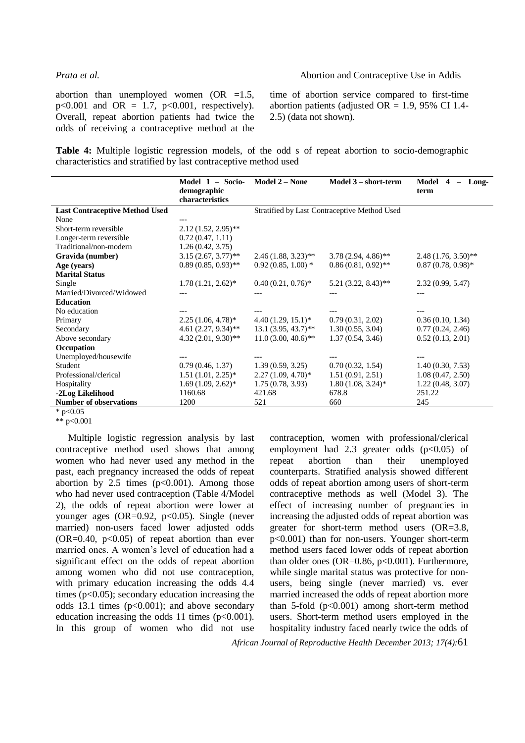abortion than unemployed women (OR =1.5, $p<0.001$ and OR = 1.7, $p<0.001$, respectively). Overall, repeat abortion patients had twice the odds of receiving a contraceptive method at the time of abortion service compared to first-time abortion patients (adjusted OR = 1.9, 95% CI 1.4-2.5) (data not shown).

**Table 4:** Multiple logistic regression models, of the odd s of repeat abortion to socio-demographic characteristics and stratified by last contraceptive method used

| | Model 1 – Socio-demographic characteristics | Model 2 – None | Model 3 – short-term | Model 4 – Long-term |
|---|---|---|---|---|
| **Last Contraceptive Method Used** | | Stratified by Last Contraceptive Method Used | | |
| None | --- | | | |
| Short-term reversible | 2.12 (1.52, 2.95)** | | | |
| Longer-term reversible | 0.72 (0.47, 1.11) | | | |
| Traditional/non-modern | 1.26 (0.42, 3.75) | | | |
| **Gravida (number)** | 3.15 (2.67, 3.77)** | 2.46 (1.88, 3.23)** | 3.78 (2.94, 4.86)** | 2.48 (1.76, 3.50)** |
| **Age (years)** | 0.89 (0.85, 0.93)** | 0.92 (0.85, 1.00) * | 0.86 (0.81, 0.92)** | 0.87 (0.78, 0.98)* |
| **Marital Status** | | | | |
| Single | 1.78 (1.21, 2.62)* | 0.40 (0.21, 0.76)* | 5.21 (3.22, 8.43)** | 2.32 (0.99, 5.47) |
| Married/Divorced/Widowed | --- | --- | --- | --- |
| **Education** | | | | |
| No education | --- | --- | --- | --- |
| Primary | 2.25 (1.06, 4.78)* | 4.40 (1.29, 15.1)* | 0.79 (0.31, 2.02) | 0.36 (0.10, 1.34) |
| Secondary | 4.61 (2.27, 9.34)** | 13.1 (3.95, 43.7)** | 1.30 (0.55, 3.04) | 0.77 (0.24, 2.46) |
| Above secondary | 4.32 (2.01, 9.30)** | 11.0 (3.00, 40.6)** | 1.37 (0.54, 3.46) | 0.52 (0.13, 2.01) |
| **Occupation** | | | | |
| Unemployed/housewife | --- | --- | --- | --- |
| Student | 0.79 (0.46, 1.37) | 1.39 (0.59, 3.25) | 0.70 (0.32, 1.54) | 1.40 (0.30, 7.53) |
| Professional/clerical | 1.51 (1.01, 2.25)* | 2.27 (1.09, 4.70)* | 1.51 (0.91, 2.51) | 1.08 (0.47, 2.50) |
| Hospitality | 1.69 (1.09, 2.62)* | 1.75 (0.78, 3.93) | 1.80 (1.08, 3.24)* | 1.22 (0.48, 3.07) |
| **-2Log Likelihood** | 1160.68 | 421.68 | 678.8 | 251.22 |
| **Number of observations** | 1200 | 521 | 660 | 245 |

\* $p<0.05$

\*\* $p<0.001$

Multiple logistic regression analysis by last contraceptive method used shows that among women who had never used any method in the past, each pregnancy increased the odds of repeat abortion by 2.5 times ($p<0.001$). Among those who had never used contraception (Table 4/Model 2), the odds of repeat abortion were lower at younger ages (OR=0.92, $p<0.05$). Single (never married) non-users faced lower adjusted odds (OR=0.40, $p<0.05$) of repeat abortion than ever married ones. A women's level of education had a significant effect on the odds of repeat abortion among women who did not use contraception, with primary education increasing the odds 4.4 times ($p<0.05$); secondary education increasing the odds 13.1 times ($p<0.001$); and above secondary education increasing the odds 11 times ($p<0.001$). In this group of women who did not use contraception, women with professional/clerical employment had 2.3 greater odds ($p<0.05$) of repeat abortion than their unemployed counterparts. Stratified analysis showed different odds of repeat abortion among users of short-term contraceptive methods as well (Model 3). The effect of increasing number of pregnancies in increasing the adjusted odds of repeat abortion was greater for short-term method users (OR=3.8, $p<0.001$) than for non-users. Younger short-term method users faced lower odds of repeat abortion than older ones (OR=0.86, $p<0.001$). Furthermore, while single marital status was protective for non-users, being single (never married) vs. ever married increased the odds of repeat abortion more than 5-fold ($p<0.001$) among short-term method users. Short-term method users employed in the hospitality industry faced nearly twice the odds of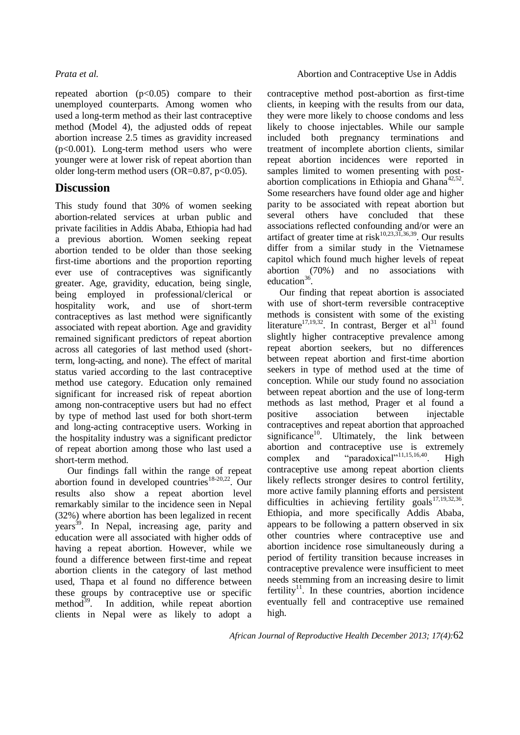repeated abortion ($p<0.05$) compare to their unemployed counterparts. Among women who used a long-term method as their last contraceptive method (Model 4), the adjusted odds of repeat abortion increase 2.5 times as gravidity increased ($p<0.001$). Long-term method users who were younger were at lower risk of repeat abortion than older long-term method users (OR=0.87, $p<0.05$).

## Discussion

This study found that 30% of women seeking abortion-related services at urban public and private facilities in Addis Ababa, Ethiopia had had a previous abortion. Women seeking repeat abortion tended to be older than those seeking first-time abortions and the proportion reporting ever use of contraceptives was significantly greater. Age, gravidity, education, being single, being employed in professional/clerical or hospitality work, and use of short-term contraceptives as last method were significantly associated with repeat abortion. Age and gravidity remained significant predictors of repeat abortion across all categories of last method used (short-term, long-acting, and none). The effect of marital status varied according to the last contraceptive method use category. Education only remained significant for increased risk of repeat abortion among non-contraceptive users but had no effect by type of method last used for both short-term and long-acting contraceptive users. Working in the hospitality industry was a significant predictor of repeat abortion among those who last used a short-term method.

Our findings fall within the range of repeat abortion found in developed countries[18-20,22]. Our results also show a repeat abortion level remarkably similar to the incidence seen in Nepal (32%) where abortion has been legalized in recent years[39]. In Nepal, increasing age, parity and education were all associated with higher odds of having a repeat abortion. However, while we found a difference between first-time and repeat abortion clients in the category of last method used, Thapa et al found no difference between these groups by contraceptive use or specific method[39]. In addition, while repeat abortion clients in Nepal were as likely to adopt a contraceptive method post-abortion as first-time clients, in keeping with the results from our data, they were more likely to choose condoms and less likely to choose injectables. While our sample included both pregnancy terminations and treatment of incomplete abortion clients, similar repeat abortion incidences were reported in samples limited to women presenting with post-abortion complications in Ethiopia and Ghana[42,52]. Some researchers have found older age and higher parity to be associated with repeat abortion but several others have concluded that these associations reflected confounding and/or were an artifact of greater time at risk[10,23,31,36,39]. Our results differ from a similar study in the Vietnamese capitol which found much higher levels of repeat abortion (70%) and no associations with education[36].

Our finding that repeat abortion is associated with use of short-term reversible contraceptive methods is consistent with some of the existing literature[17,19,32]. In contrast, Berger et al[31] found slightly higher contraceptive prevalence among repeat abortion seekers, but no differences between repeat abortion and first-time abortion seekers in type of method used at the time of conception. While our study found no association between repeat abortion and the use of long-term methods as last method, Prager et al found a positive association between injectable contraceptives and repeat abortion that approached significance[10]. Ultimately, the link between abortion and contraceptive use is extremely complex and "paradoxical"[11,15,16,40]. High contraceptive use among repeat abortion clients likely reflects stronger desires to control fertility, more active family planning efforts and persistent difficulties in achieving fertility goals[17,19,32,36]. Ethiopia, and more specifically Addis Ababa, appears to be following a pattern observed in six other countries where contraceptive use and abortion incidence rose simultaneously during a period of fertility transition because increases in contraceptive prevalence were insufficient to meet needs stemming from an increasing desire to limit fertility[11]. In these countries, abortion incidence eventually fell and contraceptive use remained high.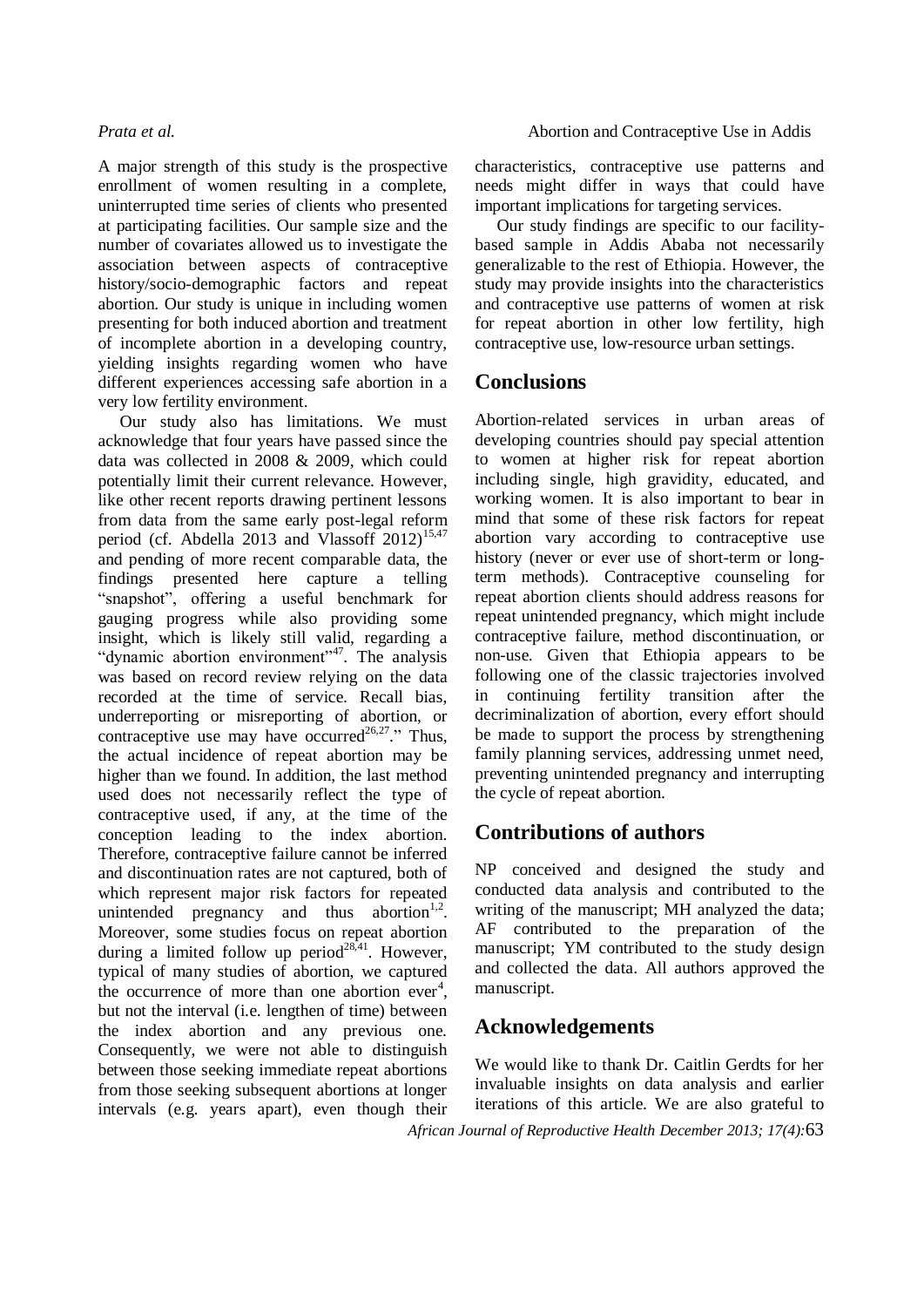A major strength of this study is the prospective enrollment of women resulting in a complete, uninterrupted time series of clients who presented at participating facilities. Our sample size and the number of covariates allowed us to investigate the association between aspects of contraceptive history/socio-demographic factors and repeat abortion. Our study is unique in including women presenting for both induced abortion and treatment of incomplete abortion in a developing country, yielding insights regarding women who have different experiences accessing safe abortion in a very low fertility environment.

Our study also has limitations. We must acknowledge that four years have passed since the data was collected in 2008 & 2009, which could potentially limit their current relevance. However, like other recent reports drawing pertinent lessons from data from the same early post-legal reform period (cf. Abdella 2013 and Vlassoff 2012)[15,47] and pending of more recent comparable data, the findings presented here capture a telling "snapshot", offering a useful benchmark for gauging progress while also providing some insight, which is likely still valid, regarding a "dynamic abortion environment"[47]. The analysis was based on record review relying on the data recorded at the time of service. Recall bias, underreporting or misreporting of abortion, or contraceptive use may have occurred[26,27]." Thus, the actual incidence of repeat abortion may be higher than we found. In addition, the last method used does not necessarily reflect the type of contraceptive used, if any, at the time of the conception leading to the index abortion. Therefore, contraceptive failure cannot be inferred and discontinuation rates are not captured, both of which represent major risk factors for repeated unintended pregnancy and thus abortion[1,2]. Moreover, some studies focus on repeat abortion during a limited follow up period[28,41]. However, typical of many studies of abortion, we captured the occurrence of more than one abortion ever[4], but not the interval (i.e. lengthen of time) between the index abortion and any previous one. Consequently, we were not able to distinguish between those seeking immediate repeat abortions from those seeking subsequent abortions at longer intervals (e.g. years apart), even though their characteristics, contraceptive use patterns and needs might differ in ways that could have important implications for targeting services.

Our study findings are specific to our facility-based sample in Addis Ababa not necessarily generalizable to the rest of Ethiopia. However, the study may provide insights into the characteristics and contraceptive use patterns of women at risk for repeat abortion in other low fertility, high contraceptive use, low-resource urban settings.

## Conclusions

Abortion-related services in urban areas of developing countries should pay special attention to women at higher risk for repeat abortion including single, high gravidity, educated, and working women. It is also important to bear in mind that some of these risk factors for repeat abortion vary according to contraceptive use history (never or ever use of short-term or long-term methods). Contraceptive counseling for repeat abortion clients should address reasons for repeat unintended pregnancy, which might include contraceptive failure, method discontinuation, or non-use. Given that Ethiopia appears to be following one of the classic trajectories involved in continuing fertility transition after the decriminalization of abortion, every effort should be made to support the process by strengthening family planning services, addressing unmet need, preventing unintended pregnancy and interrupting the cycle of repeat abortion.

## Contributions of authors

NP conceived and designed the study and conducted data analysis and contributed to the writing of the manuscript; MH analyzed the data; AF contributed to the preparation of the manuscript; YM contributed to the study design and collected the data. All authors approved the manuscript.

## Acknowledgements

We would like to thank Dr. Caitlin Gerdts for her invaluable insights on data analysis and earlier iterations of this article. We are also grateful to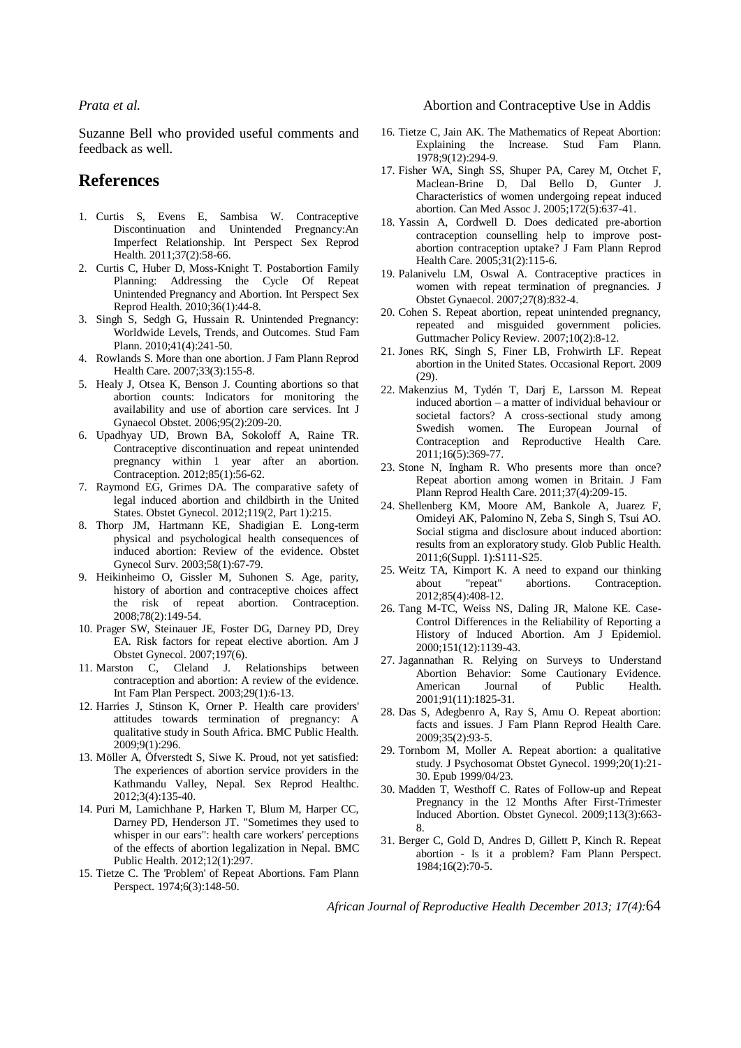Suzanne Bell who provided useful comments and feedback as well.

## References

1. Curtis S, Evens E, Sambisa W. Contraceptive Discontinuation and Unintended Pregnancy:An Imperfect Relationship. Int Perspect Sex Reprod Health. 2011;37(2):58-66.
2. Curtis C, Huber D, Moss-Knight T. Postabortion Family Planning: Addressing the Cycle Of Repeat Unintended Pregnancy and Abortion. Int Perspect Sex Reprod Health. 2010;36(1):44-8.
3. Singh S, Sedgh G, Hussain R. Unintended Pregnancy: Worldwide Levels, Trends, and Outcomes. Stud Fam Plann. 2010;41(4):241-50.
4. Rowlands S. More than one abortion. J Fam Plann Reprod Health Care. 2007;33(3):155-8.
5. Healy J, Otsea K, Benson J. Counting abortions so that abortion counts: Indicators for monitoring the availability and use of abortion care services. Int J Gynaecol Obstet. 2006;95(2):209-20.
6. Upadhyay UD, Brown BA, Sokoloff A, Raine TR. Contraceptive discontinuation and repeat unintended pregnancy within 1 year after an abortion. Contraception. 2012;85(1):56-62.
7. Raymond EG, Grimes DA. The comparative safety of legal induced abortion and childbirth in the United States. Obstet Gynecol. 2012;119(2, Part 1):215.
8. Thorp JM, Hartmann KE, Shadigian E. Long-term physical and psychological health consequences of induced abortion: Review of the evidence. Obstet Gynecol Surv. 2003;58(1):67-79.
9. Heikinheimo O, Gissler M, Suhonen S. Age, parity, history of abortion and contraceptive choices affect the risk of repeat abortion. Contraception. 2008;78(2):149-54.
10. Prager SW, Steinauer JE, Foster DG, Darney PD, Drey EA. Risk factors for repeat elective abortion. Am J Obstet Gynecol. 2007;197(6).
11. Marston C, Cleland J. Relationships between contraception and abortion: A review of the evidence. Int Fam Plan Perspect. 2003;29(1):6-13.
12. Harries J, Stinson K, Orner P. Health care providers' attitudes towards termination of pregnancy: A qualitative study in South Africa. BMC Public Health. 2009;9(1):296.
13. Möller A, Öfverstedt S, Siwe K. Proud, not yet satisfied: The experiences of abortion service providers in the Kathmandu Valley, Nepal. Sex Reprod Healthc. 2012;3(4):135-40.
14. Puri M, Lamichhane P, Harken T, Blum M, Harper CC, Darney PD, Henderson JT. "Sometimes they used to whisper in our ears": health care workers' perceptions of the effects of abortion legalization in Nepal. BMC Public Health. 2012;12(1):297.
15. Tietze C. The 'Problem' of Repeat Abortions. Fam Plann Perspect. 1974;6(3):148-50.
16. Tietze C, Jain AK. The Mathematics of Repeat Abortion: Explaining the Increase. Stud Fam Plann. 1978;9(12):294-9.
17. Fisher WA, Singh SS, Shuper PA, Carey M, Otchet F, Maclean-Brine D, Dal Bello D, Gunter J. Characteristics of women undergoing repeat induced abortion. Can Med Assoc J. 2005;172(5):637-41.
18. Yassin A, Cordwell D. Does dedicated pre-abortion contraception counselling help to improve post-abortion contraception uptake? J Fam Plann Reprod Health Care. 2005;31(2):115-6.
19. Palanivelu LM, Oswal A. Contraceptive practices in women with repeat termination of pregnancies. J Obstet Gynaecol. 2007;27(8):832-4.
20. Cohen S. Repeat abortion, repeat unintended pregnancy, repeated and misguided government policies. Guttmacher Policy Review. 2007;10(2):8-12.
21. Jones RK, Singh S, Finer LB, Frohwirth LF. Repeat abortion in the United States. Occasional Report. 2009 (29).
22. Makenzius M, Tydén T, Darj E, Larsson M. Repeat induced abortion – a matter of individual behaviour or societal factors? A cross-sectional study among Swedish women. The European Journal of Contraception and Reproductive Health Care. 2011;16(5):369-77.
23. Stone N, Ingham R. Who presents more than once? Repeat abortion among women in Britain. J Fam Plann Reprod Health Care. 2011;37(4):209-15.
24. Shellenberg KM, Moore AM, Bankole A, Juarez F, Omideyi AK, Palomino N, Zeba S, Singh S, Tsui AO. Social stigma and disclosure about induced abortion: results from an exploratory study. Glob Public Health. 2011;6(Suppl. 1):S111-S25.
25. Weitz TA, Kimport K. A need to expand our thinking about "repeat" abortions. Contraception. 2012;85(4):408-12.
26. Tang M-TC, Weiss NS, Daling JR, Malone KE. Case-Control Differences in the Reliability of Reporting a History of Induced Abortion. Am J Epidemiol. 2000;151(12):1139-43.
27. Jagannathan R. Relying on Surveys to Understand Abortion Behavior: Some Cautionary Evidence. American Journal of Public Health. 2001;91(11):1825-31.
28. Das S, Adegbenro A, Ray S, Amu O. Repeat abortion: facts and issues. J Fam Plann Reprod Health Care. 2009;35(2):93-5.
29. Tornbom M, Moller A. Repeat abortion: a qualitative study. J Psychosomat Obstet Gynecol. 1999;20(1):21-30. Epub 1999/04/23.
30. Madden T, Westhoff C. Rates of Follow-up and Repeat Pregnancy in the 12 Months After First-Trimester Induced Abortion. Obstet Gynecol. 2009;113(3):663-8.
31. Berger C, Gold D, Andres D, Gillett P, Kinch R. Repeat abortion - Is it a problem? Fam Plann Perspect. 1984;16(2):70-5.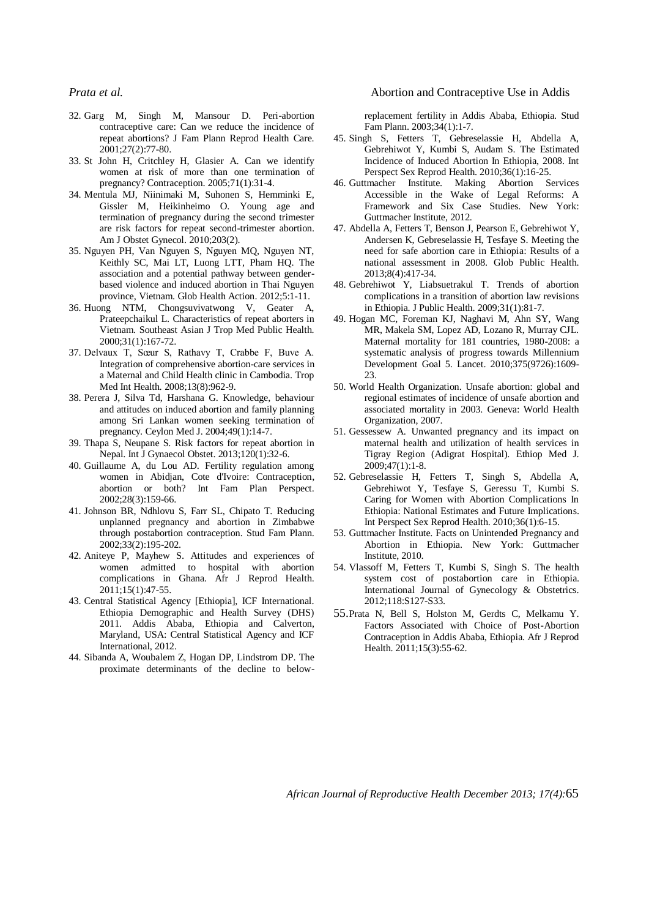32. Garg M, Singh M, Mansour D. Peri-abortion contraceptive care: Can we reduce the incidence of repeat abortions? J Fam Plann Reprod Health Care. 2001;27(2):77-80.
33. St John H, Critchley H, Glasier A. Can we identify women at risk of more than one termination of pregnancy? Contraception. 2005;71(1):31-4.
34. Mentula MJ, Niinimaki M, Suhonen S, Hemminki E, Gissler M, Heikinheimo O. Young age and termination of pregnancy during the second trimester are risk factors for repeat second-trimester abortion. Am J Obstet Gynecol. 2010;203(2).
35. Nguyen PH, Van Nguyen S, Nguyen MQ, Nguyen NT, Keithly SC, Mai LT, Luong LTT, Pham HQ. The association and a potential pathway between gender-based violence and induced abortion in Thai Nguyen province, Vietnam. Glob Health Action. 2012;5:1-11.
36. Huong NTM, Chongsuvivatwong V, Geater A, Prateepchaikul L. Characteristics of repeat aborters in Vietnam. Southeast Asian J Trop Med Public Health. 2000;31(1):167-72.
37. Delvaux T, Sœur S, Rathavy T, Crabbe F, Buve A. Integration of comprehensive abortion-care services in a Maternal and Child Health clinic in Cambodia. Trop Med Int Health. 2008;13(8):962-9.
38. Perera J, Silva Td, Harshana G. Knowledge, behaviour and attitudes on induced abortion and family planning among Sri Lankan women seeking termination of pregnancy. Ceylon Med J. 2004;49(1):14-7.
39. Thapa S, Neupane S. Risk factors for repeat abortion in Nepal. Int J Gynaecol Obstet. 2013;120(1):32-6.
40. Guillaume A, du Lou AD. Fertility regulation among women in Abidjan, Cote d'Ivoire: Contraception, abortion or both? Int Fam Plan Perspect. 2002;28(3):159-66.
41. Johnson BR, Ndhlovu S, Farr SL, Chipato T. Reducing unplanned pregnancy and abortion in Zimbabwe through postabortion contraception. Stud Fam Plann. 2002;33(2):195-202.
42. Aniteye P, Mayhew S. Attitudes and experiences of women admitted to hospital with abortion complications in Ghana. Afr J Reprod Health. 2011;15(1):47-55.
43. Central Statistical Agency [Ethiopia], ICF International. Ethiopia Demographic and Health Survey (DHS) 2011. Addis Ababa, Ethiopia and Calverton, Maryland, USA: Central Statistical Agency and ICF International, 2012.
44. Sibanda A, Woubalem Z, Hogan DP, Lindstrom DP. The proximate determinants of the decline to below-replacement fertility in Addis Ababa, Ethiopia. Stud Fam Plann. 2003;34(1):1-7.
45. Singh S, Fetters T, Gebreselassie H, Abdella A, Gebrehiwot Y, Kumbi S, Audam S. The Estimated Incidence of Induced Abortion In Ethiopia, 2008. Int Perspect Sex Reprod Health. 2010;36(1):16-25.
46. Guttmacher Institute. Making Abortion Services Accessible in the Wake of Legal Reforms: A Framework and Six Case Studies. New York: Guttmacher Institute, 2012.
47. Abdella A, Fetters T, Benson J, Pearson E, Gebrehiwot Y, Andersen K, Gebreselassie H, Tesfaye S. Meeting the need for safe abortion care in Ethiopia: Results of a national assessment in 2008. Glob Public Health. 2013;8(4):417-34.
48. Gebrehiwot Y, Liabsuetrakul T. Trends of abortion complications in a transition of abortion law revisions in Ethiopia. J Public Health. 2009;31(1):81-7.
49. Hogan MC, Foreman KJ, Naghavi M, Ahn SY, Wang MR, Makela SM, Lopez AD, Lozano R, Murray CJL. Maternal mortality for 181 countries, 1980-2008: a systematic analysis of progress towards Millennium Development Goal 5. Lancet. 2010;375(9726):1609-23.
50. World Health Organization. Unsafe abortion: global and regional estimates of incidence of unsafe abortion and associated mortality in 2003. Geneva: World Health Organization, 2007.
51. Gessessew A. Unwanted pregnancy and its impact on maternal health and utilization of health services in Tigray Region (Adigrat Hospital). Ethiop Med J. 2009;47(1):1-8.
52. Gebreselassie H, Fetters T, Singh S, Abdella A, Gebrehiwot Y, Tesfaye S, Geressu T, Kumbi S. Caring for Women with Abortion Complications In Ethiopia: National Estimates and Future Implications. Int Perspect Sex Reprod Health. 2010;36(1):6-15.
53. Guttmacher Institute. Facts on Unintended Pregnancy and Abortion in Ethiopia. New York: Guttmacher Institute, 2010.
54. Vlassoff M, Fetters T, Kumbi S, Singh S. The health system cost of postabortion care in Ethiopia. International Journal of Gynecology & Obstetrics. 2012;118:S127-S33.
55. Prata N, Bell S, Holston M, Gerdts C, Melkamu Y. Factors Associated with Choice of Post-Abortion Contraception in Addis Ababa, Ethiopia. Afr J Reprod Health. 2011;15(3):55-62.